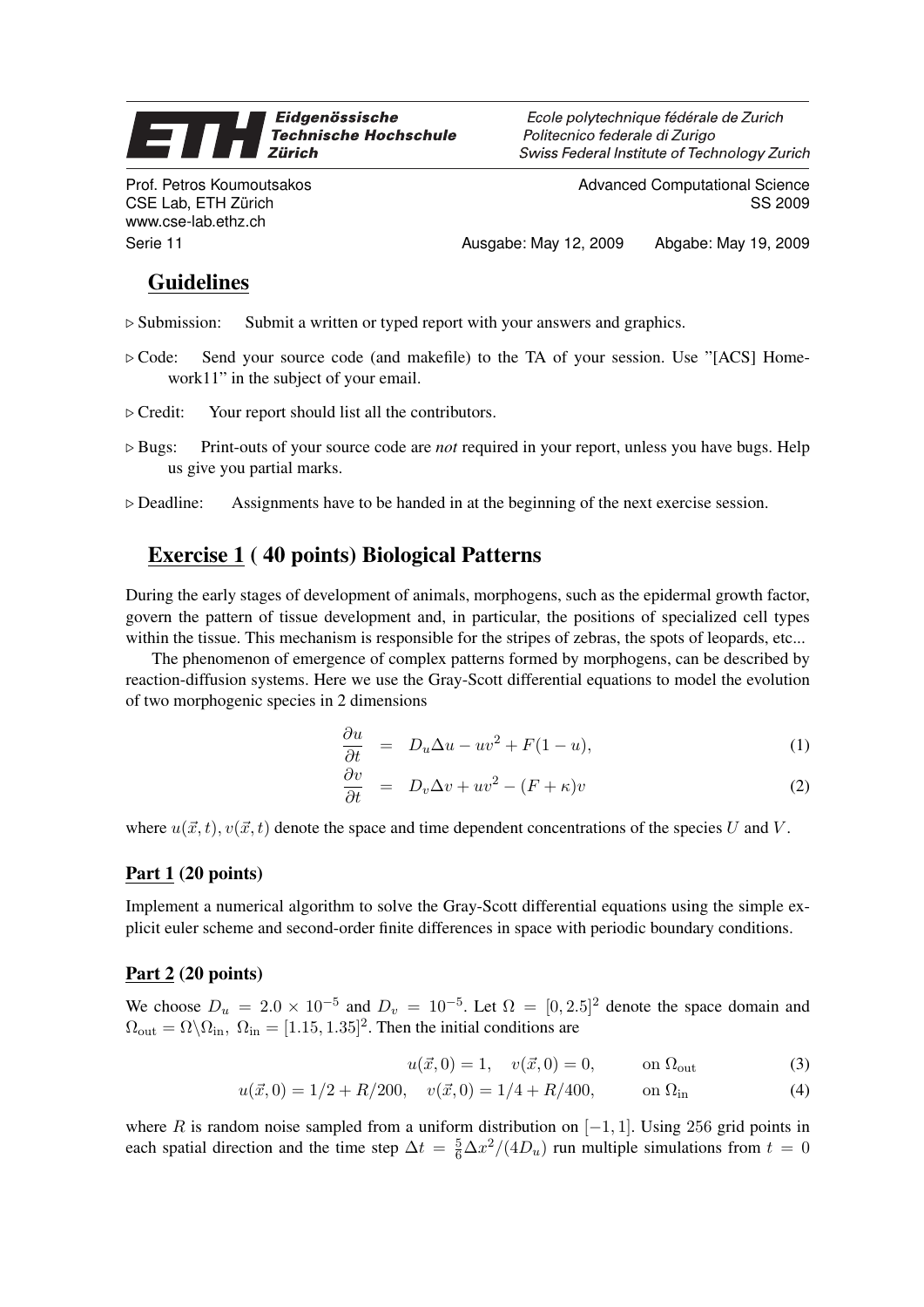Eidgenössische Technische Hochschule Zürich — Ecole polytechnique fédérale de Zurich — Politecnico federale di Zurigo — Swiss Federal Institute of Technology Zurich

Prof. Petros Koumoutsakos
CSE Lab, ETH Zürich
www.cse-lab.ethz.ch

Advanced Computational Science
SS 2009

Serie 11 — Ausgabe: May 12, 2009 — Abgabe: May 19, 2009

## Guidelines

- ▷ Submission: Submit a written or typed report with your answers and graphics.
- ▷ Code: Send your source code (and makefile) to the TA of your session. Use "[ACS] Homework11" in the subject of your email.
- ▷ Credit: Your report should list all the contributors.
- ▷ Bugs: Print-outs of your source code are *not* required in your report, unless you have bugs. Help us give you partial marks.
- ▷ Deadline: Assignments have to be handed in at the beginning of the next exercise session.

## Exercise 1 ( 40 points) Biological Patterns

During the early stages of development of animals, morphogens, such as the epidermal growth factor, govern the pattern of tissue development and, in particular, the positions of specialized cell types within the tissue. This mechanism is responsible for the stripes of zebras, the spots of leopards, etc...

The phenomenon of emergence of complex patterns formed by morphogens, can be described by reaction-diffusion systems. Here we use the Gray-Scott differential equations to model the evolution of two morphogenic species in 2 dimensions

$$\frac{\partial u}{\partial t} = D_u \Delta u - uv^2 + F(1-u), \tag{1}$$

$$\frac{\partial v}{\partial t} = D_v \Delta v + uv^2 - (F+\kappa)v \tag{2}$$

where $u(\vec{x},t), v(\vec{x},t)$ denote the space and time dependent concentrations of the species $U$ and $V$.

### Part 1 (20 points)

Implement a numerical algorithm to solve the Gray-Scott differential equations using the simple explicit euler scheme and second-order finite differences in space with periodic boundary conditions.

### Part 2 (20 points)

We choose $D_u = 2.0 \times 10^{-5}$ and $D_v = 10^{-5}$. Let $\Omega = [0, 2.5]^2$ denote the space domain and $\Omega_{\text{out}} = \Omega \backslash \Omega_{\text{in}}$, $\Omega_{\text{in}} = [1.15, 1.35]^2$. Then the initial conditions are

$$u(\vec{x},0) = 1, \quad v(\vec{x},0) = 0, \qquad \text{on } \Omega_{\text{out}} \tag{3}$$

$$u(\vec{x},0) = 1/2 + R/200, \quad v(\vec{x},0) = 1/4 + R/400, \qquad \text{on } \Omega_{\text{in}} \tag{4}$$

where $R$ is random noise sampled from a uniform distribution on $[-1, 1]$. Using 256 grid points in each spatial direction and the time step $\Delta t = \frac{5}{6}\Delta x^2/(4D_u)$ run multiple simulations from $t = 0$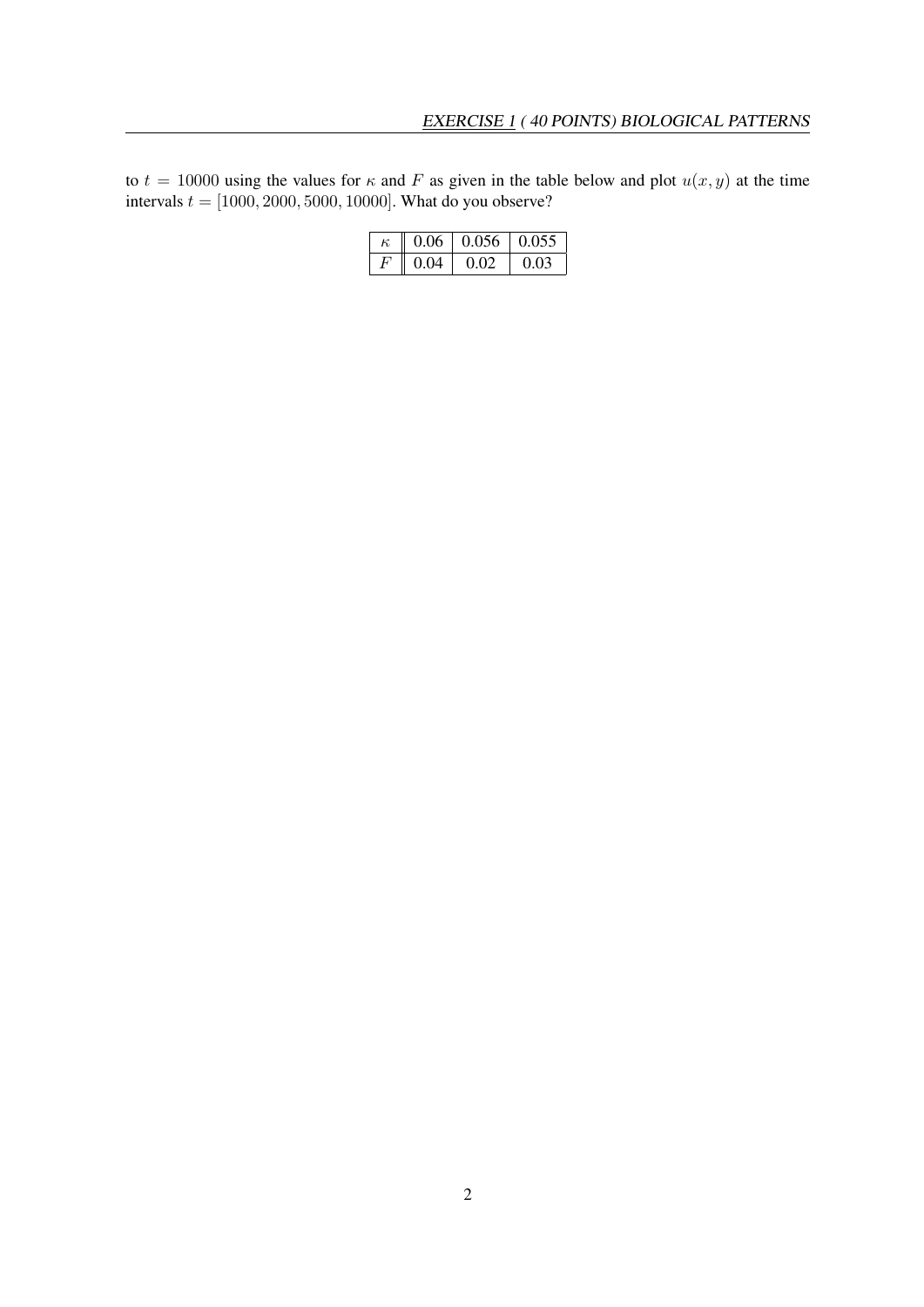to $t = 10000$ using the values for $\kappa$ and $F$ as given in the table below and plot $u(x, y)$ at the time intervals $t = [1000, 2000, 5000, 10000]$. What do you observe?

| | | | |
|---|---|---|---|
| $\kappa$ | 0.06 | 0.056 | 0.055 |
| $F$ | 0.04 | 0.02 | 0.03 |